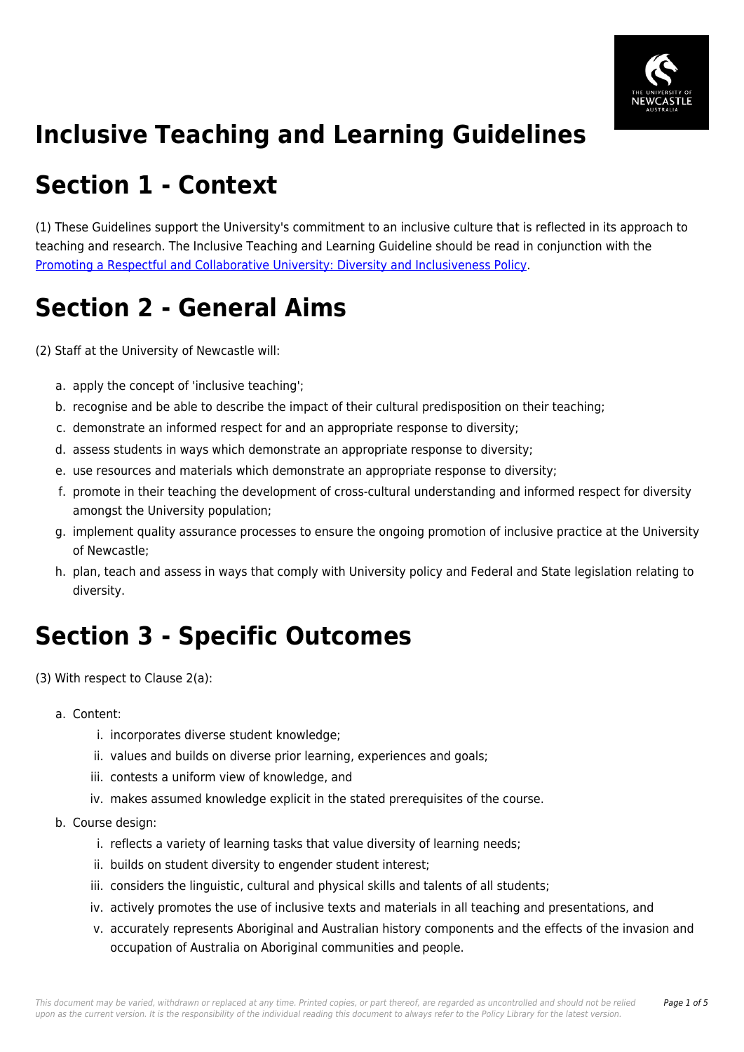# Inclusive Teaching and Learning Guidelines

# Section 1 - Context

(1) These Guidelines support the University's commitment to an inclusive culture that is reflected in its approach to teaching and research. The Inclusive Teaching and Learning Guideline should be read in conjunction with the Promoting a Respectful and Collaborative University: Diversity and Inclusiveness Policy.

# Section 2 - General Aims

(2) Staff at the University of Newcastle will:

a. apply the concept of 'inclusive teaching';
b. recognise and be able to describe the impact of their cultural predisposition on their teaching;
c. demonstrate an informed respect for and an appropriate response to diversity;
d. assess students in ways which demonstrate an appropriate response to diversity;
e. use resources and materials which demonstrate an appropriate response to diversity;
f. promote in their teaching the development of cross-cultural understanding and informed respect for diversity amongst the University population;
g. implement quality assurance processes to ensure the ongoing promotion of inclusive practice at the University of Newcastle;
h. plan, teach and assess in ways that comply with University policy and Federal and State legislation relating to diversity.

# Section 3 - Specific Outcomes

(3) With respect to Clause 2(a):

a. Content:
    i. incorporates diverse student knowledge;
    ii. values and builds on diverse prior learning, experiences and goals;
    iii. contests a uniform view of knowledge, and
    iv. makes assumed knowledge explicit in the stated prerequisites of the course.
b. Course design:
    i. reflects a variety of learning tasks that value diversity of learning needs;
    ii. builds on student diversity to engender student interest;
    iii. considers the linguistic, cultural and physical skills and talents of all students;
    iv. actively promotes the use of inclusive texts and materials in all teaching and presentations, and
    v. accurately represents Aboriginal and Australian history components and the effects of the invasion and occupation of Australia on Aboriginal communities and people.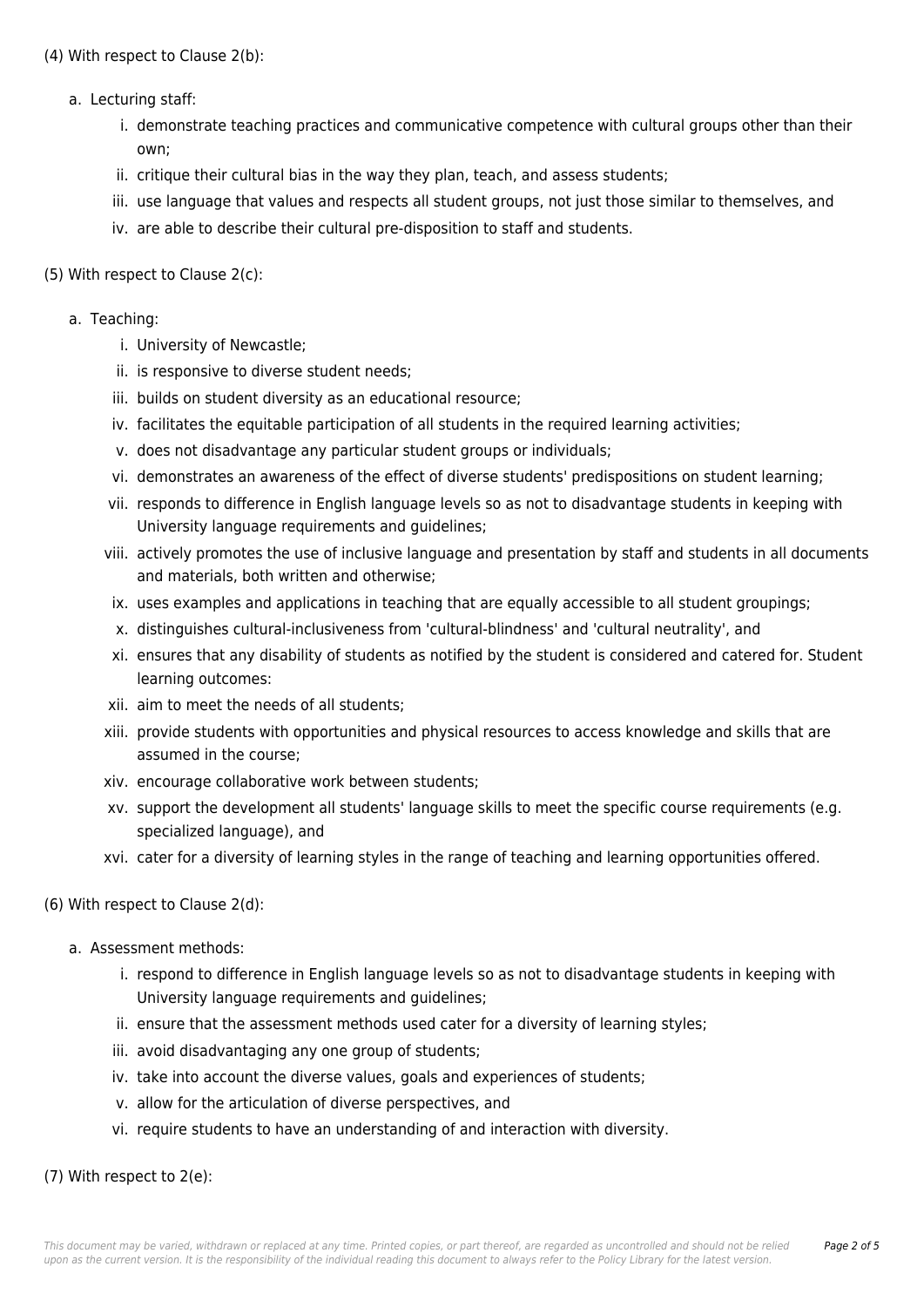(4) With respect to Clause 2(b):

a. Lecturing staff:
   i. demonstrate teaching practices and communicative competence with cultural groups other than their own;
   ii. critique their cultural bias in the way they plan, teach, and assess students;
   iii. use language that values and respects all student groups, not just those similar to themselves, and
   iv. are able to describe their cultural pre-disposition to staff and students.

(5) With respect to Clause 2(c):

a. Teaching:
   i. University of Newcastle;
   ii. is responsive to diverse student needs;
   iii. builds on student diversity as an educational resource;
   iv. facilitates the equitable participation of all students in the required learning activities;
   v. does not disadvantage any particular student groups or individuals;
   vi. demonstrates an awareness of the effect of diverse students' predispositions on student learning;
   vii. responds to difference in English language levels so as not to disadvantage students in keeping with University language requirements and guidelines;
   viii. actively promotes the use of inclusive language and presentation by staff and students in all documents and materials, both written and otherwise;
   ix. uses examples and applications in teaching that are equally accessible to all student groupings;
   x. distinguishes cultural-inclusiveness from 'cultural-blindness' and 'cultural neutrality', and
   xi. ensures that any disability of students as notified by the student is considered and catered for. Student learning outcomes:
   xii. aim to meet the needs of all students;
   xiii. provide students with opportunities and physical resources to access knowledge and skills that are assumed in the course;
   xiv. encourage collaborative work between students;
   xv. support the development all students' language skills to meet the specific course requirements (e.g. specialized language), and
   xvi. cater for a diversity of learning styles in the range of teaching and learning opportunities offered.

(6) With respect to Clause 2(d):

a. Assessment methods:
   i. respond to difference in English language levels so as not to disadvantage students in keeping with University language requirements and guidelines;
   ii. ensure that the assessment methods used cater for a diversity of learning styles;
   iii. avoid disadvantaging any one group of students;
   iv. take into account the diverse values, goals and experiences of students;
   v. allow for the articulation of diverse perspectives, and
   vi. require students to have an understanding of and interaction with diversity.

(7) With respect to 2(e):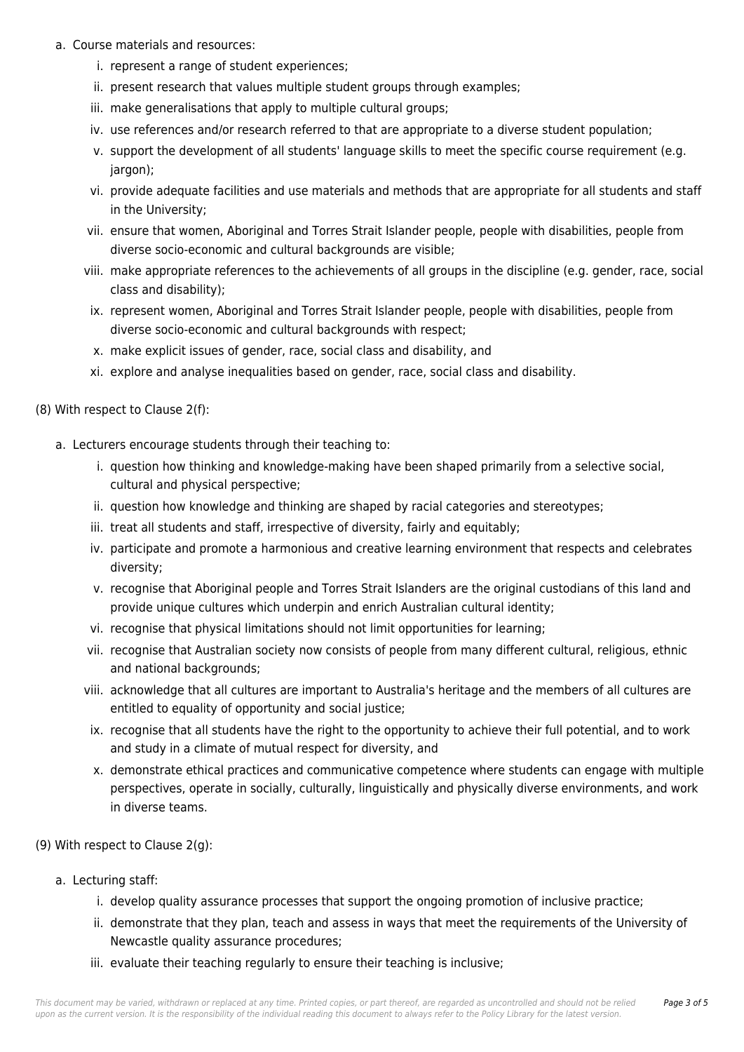a. Course materials and resources:
    i. represent a range of student experiences;
    ii. present research that values multiple student groups through examples;
    iii. make generalisations that apply to multiple cultural groups;
    iv. use references and/or research referred to that are appropriate to a diverse student population;
    v. support the development of all students' language skills to meet the specific course requirement (e.g. jargon);
    vi. provide adequate facilities and use materials and methods that are appropriate for all students and staff in the University;
    vii. ensure that women, Aboriginal and Torres Strait Islander people, people with disabilities, people from diverse socio-economic and cultural backgrounds are visible;
    viii. make appropriate references to the achievements of all groups in the discipline (e.g. gender, race, social class and disability);
    ix. represent women, Aboriginal and Torres Strait Islander people, people with disabilities, people from diverse socio-economic and cultural backgrounds with respect;
    x. make explicit issues of gender, race, social class and disability, and
    xi. explore and analyse inequalities based on gender, race, social class and disability.

(8) With respect to Clause 2(f):

a. Lecturers encourage students through their teaching to:
    i. question how thinking and knowledge-making have been shaped primarily from a selective social, cultural and physical perspective;
    ii. question how knowledge and thinking are shaped by racial categories and stereotypes;
    iii. treat all students and staff, irrespective of diversity, fairly and equitably;
    iv. participate and promote a harmonious and creative learning environment that respects and celebrates diversity;
    v. recognise that Aboriginal people and Torres Strait Islanders are the original custodians of this land and provide unique cultures which underpin and enrich Australian cultural identity;
    vi. recognise that physical limitations should not limit opportunities for learning;
    vii. recognise that Australian society now consists of people from many different cultural, religious, ethnic and national backgrounds;
    viii. acknowledge that all cultures are important to Australia's heritage and the members of all cultures are entitled to equality of opportunity and social justice;
    ix. recognise that all students have the right to the opportunity to achieve their full potential, and to work and study in a climate of mutual respect for diversity, and
    x. demonstrate ethical practices and communicative competence where students can engage with multiple perspectives, operate in socially, culturally, linguistically and physically diverse environments, and work in diverse teams.

(9) With respect to Clause 2(g):

a. Lecturing staff:
    i. develop quality assurance processes that support the ongoing promotion of inclusive practice;
    ii. demonstrate that they plan, teach and assess in ways that meet the requirements of the University of Newcastle quality assurance procedures;
    iii. evaluate their teaching regularly to ensure their teaching is inclusive;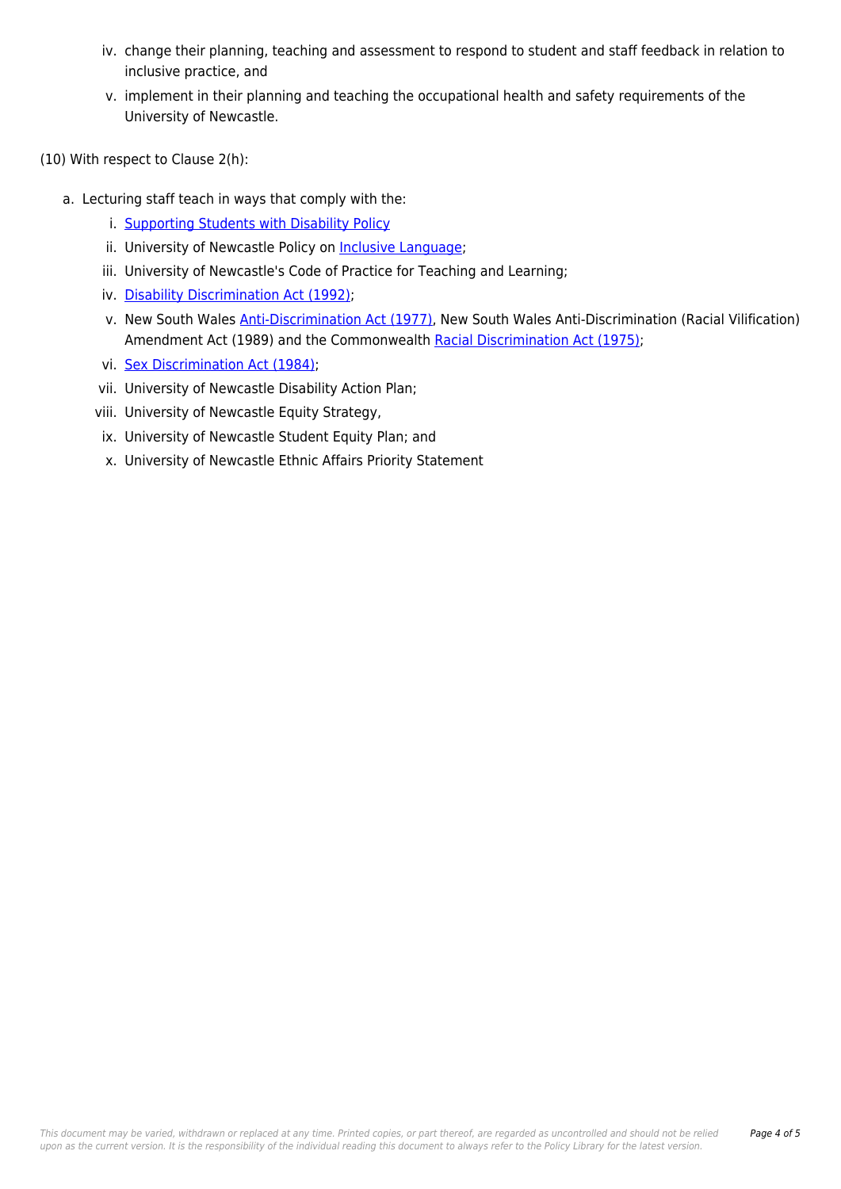iv. change their planning, teaching and assessment to respond to student and staff feedback in relation to inclusive practice, and
v. implement in their planning and teaching the occupational health and safety requirements of the University of Newcastle.

(10) With respect to Clause 2(h):

a. Lecturing staff teach in ways that comply with the:
   i. Supporting Students with Disability Policy
   ii. University of Newcastle Policy on Inclusive Language;
   iii. University of Newcastle's Code of Practice for Teaching and Learning;
   iv. Disability Discrimination Act (1992);
   v. New South Wales Anti-Discrimination Act (1977), New South Wales Anti-Discrimination (Racial Vilification) Amendment Act (1989) and the Commonwealth Racial Discrimination Act (1975);
   vi. Sex Discrimination Act (1984);
   vii. University of Newcastle Disability Action Plan;
   viii. University of Newcastle Equity Strategy,
   ix. University of Newcastle Student Equity Plan; and
   x. University of Newcastle Ethnic Affairs Priority Statement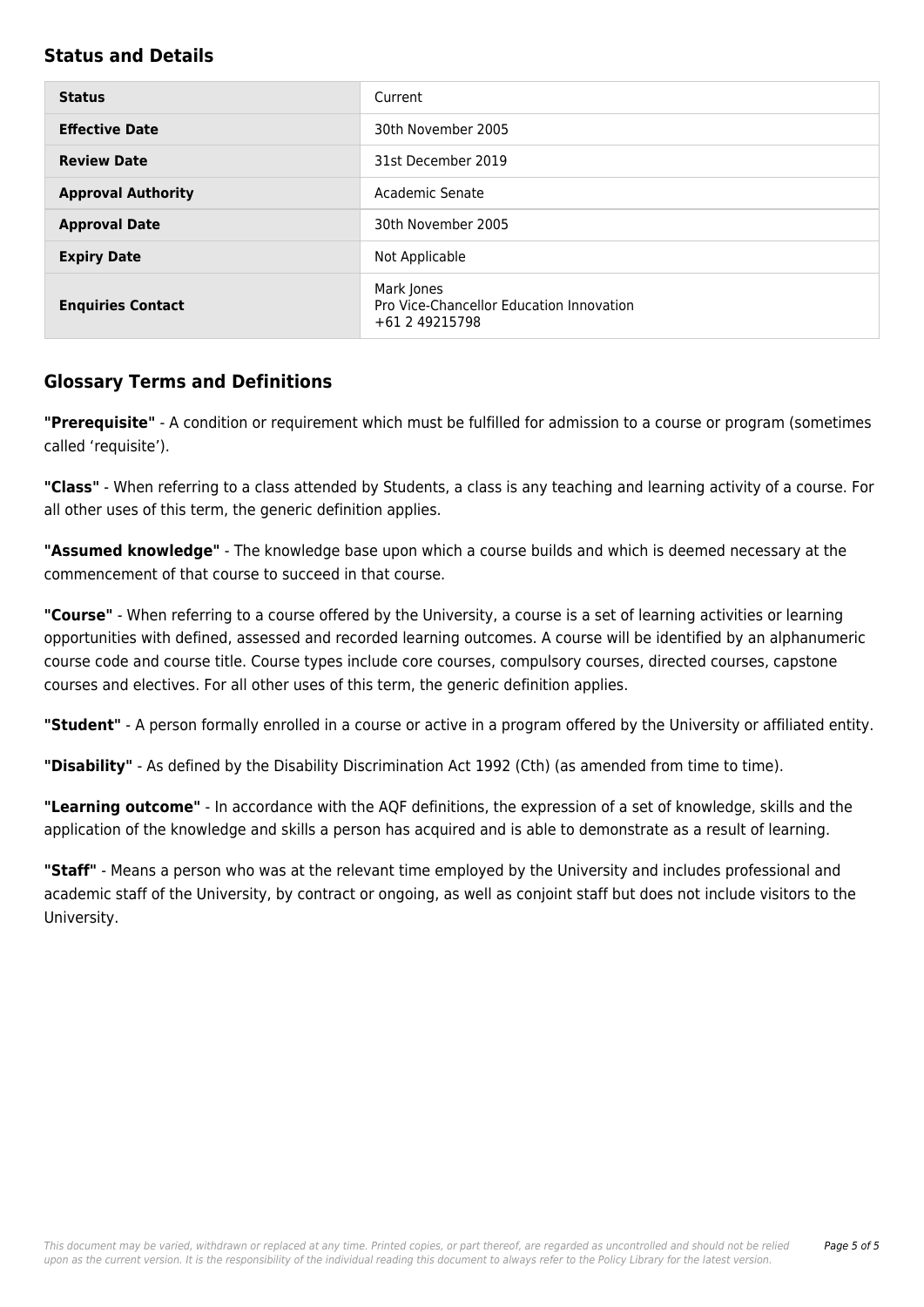## Status and Details

| | |
|---|---|
| **Status** | Current |
| **Effective Date** | 30th November 2005 |
| **Review Date** | 31st December 2019 |
| **Approval Authority** | Academic Senate |
| **Approval Date** | 30th November 2005 |
| **Expiry Date** | Not Applicable |
| **Enquiries Contact** | Mark Jones<br>Pro Vice-Chancellor Education Innovation<br>+61 2 49215798 |

## Glossary Terms and Definitions

**"Prerequisite"** - A condition or requirement which must be fulfilled for admission to a course or program (sometimes called 'requisite').

**"Class"** - When referring to a class attended by Students, a class is any teaching and learning activity of a course. For all other uses of this term, the generic definition applies.

**"Assumed knowledge"** - The knowledge base upon which a course builds and which is deemed necessary at the commencement of that course to succeed in that course.

**"Course"** - When referring to a course offered by the University, a course is a set of learning activities or learning opportunities with defined, assessed and recorded learning outcomes. A course will be identified by an alphanumeric course code and course title. Course types include core courses, compulsory courses, directed courses, capstone courses and electives. For all other uses of this term, the generic definition applies.

**"Student"** - A person formally enrolled in a course or active in a program offered by the University or affiliated entity.

**"Disability"** - As defined by the Disability Discrimination Act 1992 (Cth) (as amended from time to time).

**"Learning outcome"** - In accordance with the AQF definitions, the expression of a set of knowledge, skills and the application of the knowledge and skills a person has acquired and is able to demonstrate as a result of learning.

**"Staff"** - Means a person who was at the relevant time employed by the University and includes professional and academic staff of the University, by contract or ongoing, as well as conjoint staff but does not include visitors to the University.

*This document may be varied, withdrawn or replaced at any time. Printed copies, or part thereof, are regarded as uncontrolled and should not be relied upon as the current version. It is the responsibility of the individual reading this document to always refer to the Policy Library for the latest version.*